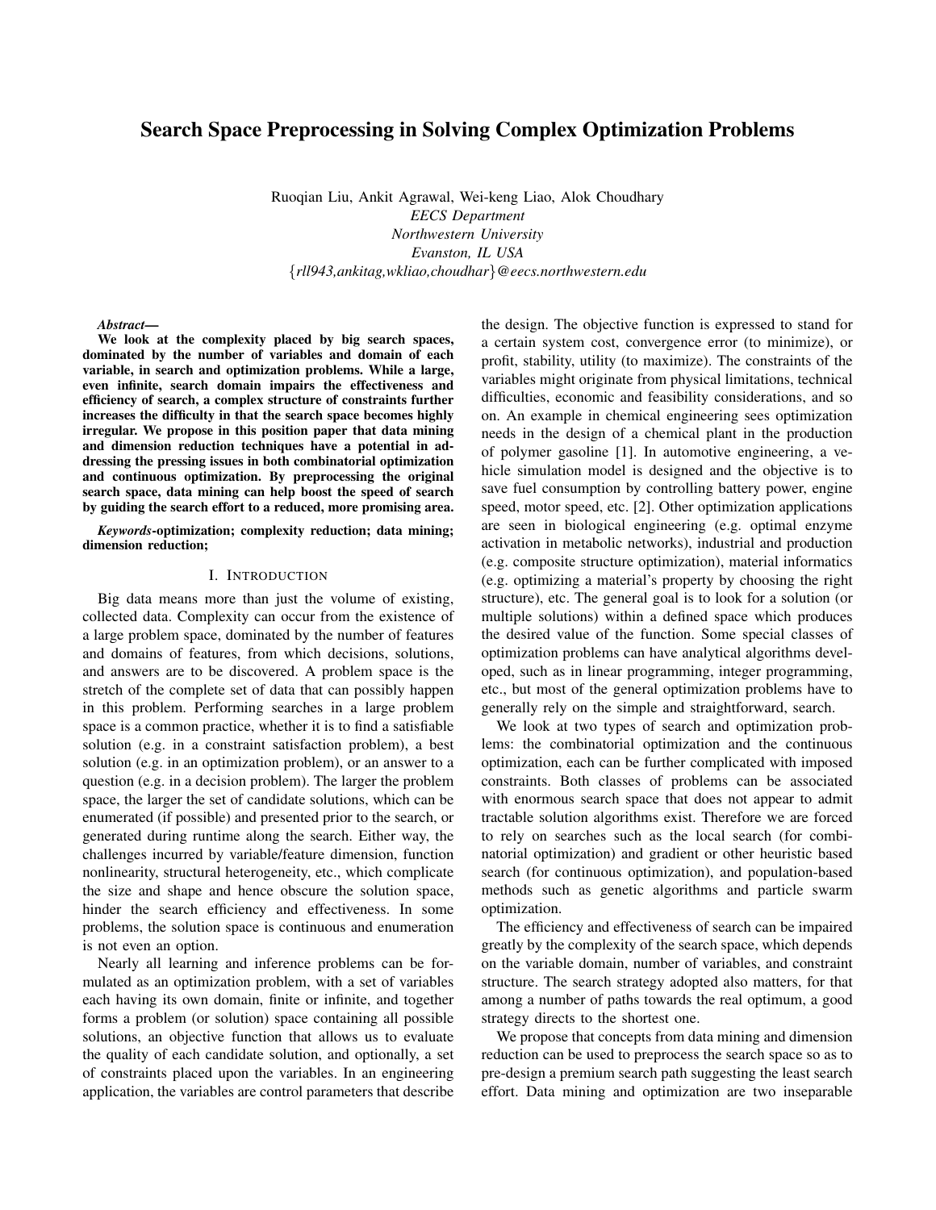# Search Space Preprocessing in Solving Complex Optimization Problems

Ruoqian Liu, Ankit Agrawal, Wei-keng Liao, Alok Choudhary
*EECS Department*
*Northwestern University*
*Evanston, IL USA*
{*rll943,ankitag,wkliao,choudhar*}*@eecs.northwestern.edu*

***Abstract*—** **We look at the complexity placed by big search spaces, dominated by the number of variables and domain of each variable, in search and optimization problems. While a large, even infinite, search domain impairs the effectiveness and efficiency of search, a complex structure of constraints further increases the difficulty in that the search space becomes highly irregular. We propose in this position paper that data mining and dimension reduction techniques have a potential in addressing the pressing issues in both combinatorial optimization and continuous optimization. By preprocessing the original search space, data mining can help boost the speed of search by guiding the search effort to a reduced, more promising area.**

***Keywords*-optimization; complexity reduction; data mining; dimension reduction;**

## I. Introduction

Big data means more than just the volume of existing, collected data. Complexity can occur from the existence of a large problem space, dominated by the number of features and domains of features, from which decisions, solutions, and answers are to be discovered. A problem space is the stretch of the complete set of data that can possibly happen in this problem. Performing searches in a large problem space is a common practice, whether it is to find a satisfiable solution (e.g. in a constraint satisfaction problem), a best solution (e.g. in an optimization problem), or an answer to a question (e.g. in a decision problem). The larger the problem space, the larger the set of candidate solutions, which can be enumerated (if possible) and presented prior to the search, or generated during runtime along the search. Either way, the challenges incurred by variable/feature dimension, function nonlinearity, structural heterogeneity, etc., which complicate the size and shape and hence obscure the solution space, hinder the search efficiency and effectiveness. In some problems, the solution space is continuous and enumeration is not even an option.

Nearly all learning and inference problems can be formulated as an optimization problem, with a set of variables each having its own domain, finite or infinite, and together forms a problem (or solution) space containing all possible solutions, an objective function that allows us to evaluate the quality of each candidate solution, and optionally, a set of constraints placed upon the variables. In an engineering application, the variables are control parameters that describe the design. The objective function is expressed to stand for a certain system cost, convergence error (to minimize), or profit, stability, utility (to maximize). The constraints of the variables might originate from physical limitations, technical difficulties, economic and feasibility considerations, and so on. An example in chemical engineering sees optimization needs in the design of a chemical plant in the production of polymer gasoline [1]. In automotive engineering, a vehicle simulation model is designed and the objective is to save fuel consumption by controlling battery power, engine speed, motor speed, etc. [2]. Other optimization applications are seen in biological engineering (e.g. optimal enzyme activation in metabolic networks), industrial and production (e.g. composite structure optimization), material informatics (e.g. optimizing a material's property by choosing the right structure), etc. The general goal is to look for a solution (or multiple solutions) within a defined space which produces the desired value of the function. Some special classes of optimization problems can have analytical algorithms developed, such as in linear programming, integer programming, etc., but most of the general optimization problems have to generally rely on the simple and straightforward, search.

We look at two types of search and optimization problems: the combinatorial optimization and the continuous optimization, each can be further complicated with imposed constraints. Both classes of problems can be associated with enormous search space that does not appear to admit tractable solution algorithms exist. Therefore we are forced to rely on searches such as the local search (for combinatorial optimization) and gradient or other heuristic based search (for continuous optimization), and population-based methods such as genetic algorithms and particle swarm optimization.

The efficiency and effectiveness of search can be impaired greatly by the complexity of the search space, which depends on the variable domain, number of variables, and constraint structure. The search strategy adopted also matters, for that among a number of paths towards the real optimum, a good strategy directs to the shortest one.

We propose that concepts from data mining and dimension reduction can be used to preprocess the search space so as to pre-design a premium search path suggesting the least search effort. Data mining and optimization are two inseparable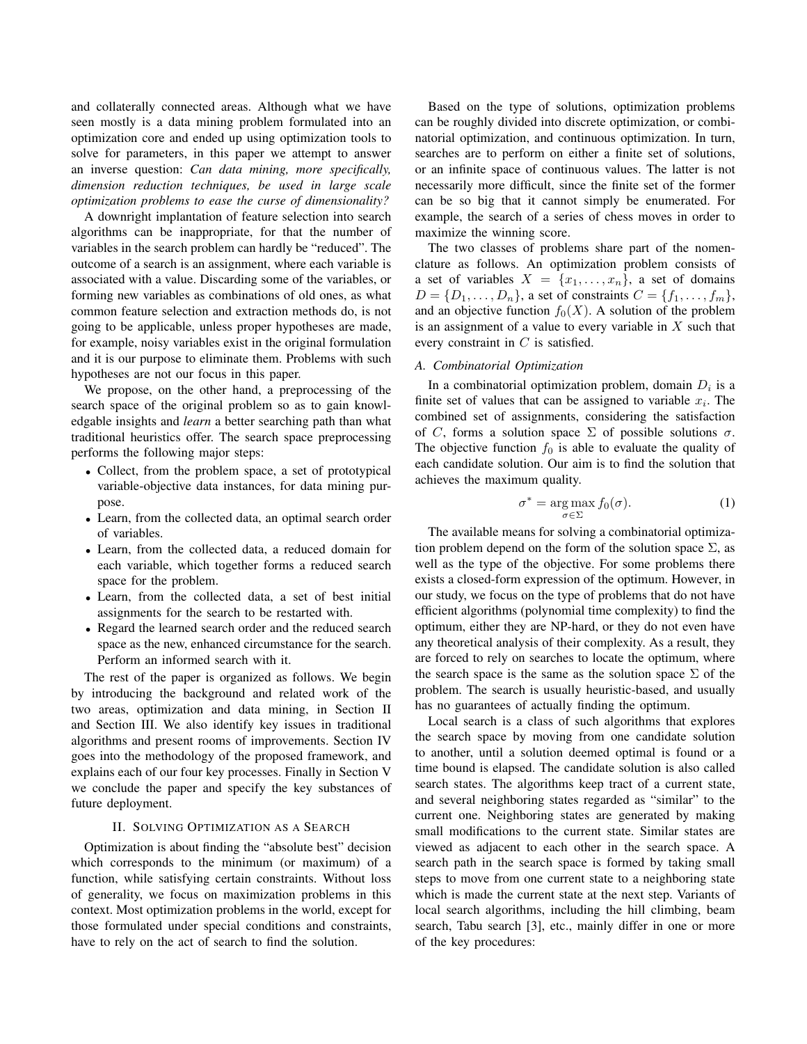and collaterally connected areas. Although what we have seen mostly is a data mining problem formulated into an optimization core and ended up using optimization tools to solve for parameters, in this paper we attempt to answer an inverse question: *Can data mining, more specifically, dimension reduction techniques, be used in large scale optimization problems to ease the curse of dimensionality?*

A downright implantation of feature selection into search algorithms can be inappropriate, for that the number of variables in the search problem can hardly be "reduced". The outcome of a search is an assignment, where each variable is associated with a value. Discarding some of the variables, or forming new variables as combinations of old ones, as what common feature selection and extraction methods do, is not going to be applicable, unless proper hypotheses are made, for example, noisy variables exist in the original formulation and it is our purpose to eliminate them. Problems with such hypotheses are not our focus in this paper.

We propose, on the other hand, a preprocessing of the search space of the original problem so as to gain knowledgable insights and *learn* a better searching path than what traditional heuristics offer. The search space preprocessing performs the following major steps:

- Collect, from the problem space, a set of prototypical variable-objective data instances, for data mining purpose.
- Learn, from the collected data, an optimal search order of variables.
- Learn, from the collected data, a reduced domain for each variable, which together forms a reduced search space for the problem.
- Learn, from the collected data, a set of best initial assignments for the search to be restarted with.
- Regard the learned search order and the reduced search space as the new, enhanced circumstance for the search. Perform an informed search with it.

The rest of the paper is organized as follows. We begin by introducing the background and related work of the two areas, optimization and data mining, in Section II and Section III. We also identify key issues in traditional algorithms and present rooms of improvements. Section IV goes into the methodology of the proposed framework, and explains each of our four key processes. Finally in Section V we conclude the paper and specify the key substances of future deployment.

## II. Solving Optimization as a Search

Optimization is about finding the "absolute best" decision which corresponds to the minimum (or maximum) of a function, while satisfying certain constraints. Without loss of generality, we focus on maximization problems in this context. Most optimization problems in the world, except for those formulated under special conditions and constraints, have to rely on the act of search to find the solution.

Based on the type of solutions, optimization problems can be roughly divided into discrete optimization, or combinatorial optimization, and continuous optimization. In turn, searches are to perform on either a finite set of solutions, or an infinite space of continuous values. The latter is not necessarily more difficult, since the finite set of the former can be so big that it cannot simply be enumerated. For example, the search of a series of chess moves in order to maximize the winning score.

The two classes of problems share part of the nomenclature as follows. An optimization problem consists of a set of variables $X = \{x_1, \ldots, x_n\}$, a set of domains $D = \{D_1, \ldots, D_n\}$, a set of constraints $C = \{f_1, \ldots, f_m\}$, and an objective function $f_0(X)$. A solution of the problem is an assignment of a value to every variable in $X$ such that every constraint in $C$ is satisfied.

### A. Combinatorial Optimization

In a combinatorial optimization problem, domain $D_i$ is a finite set of values that can be assigned to variable $x_i$. The combined set of assignments, considering the satisfaction of $C$, forms a solution space $\Sigma$ of possible solutions $\sigma$. The objective function $f_0$ is able to evaluate the quality of each candidate solution. Our aim is to find the solution that achieves the maximum quality.

$$\sigma^* = \arg\max_{\sigma \in \Sigma} f_0(\sigma). \tag{1}$$

The available means for solving a combinatorial optimization problem depend on the form of the solution space $\Sigma$, as well as the type of the objective. For some problems there exists a closed-form expression of the optimum. However, in our study, we focus on the type of problems that do not have efficient algorithms (polynomial time complexity) to find the optimum, either they are NP-hard, or they do not even have any theoretical analysis of their complexity. As a result, they are forced to rely on searches to locate the optimum, where the search space is the same as the solution space $\Sigma$ of the problem. The search is usually heuristic-based, and usually has no guarantees of actually finding the optimum.

Local search is a class of such algorithms that explores the search space by moving from one candidate solution to another, until a solution deemed optimal is found or a time bound is elapsed. The candidate solution is also called search states. The algorithms keep tract of a current state, and several neighboring states regarded as "similar" to the current one. Neighboring states are generated by making small modifications to the current state. Similar states are viewed as adjacent to each other in the search space. A search path in the search space is formed by taking small steps to move from one current state to a neighboring state which is made the current state at the next step. Variants of local search algorithms, including the hill climbing, beam search, Tabu search [3], etc., mainly differ in one or more of the key procedures: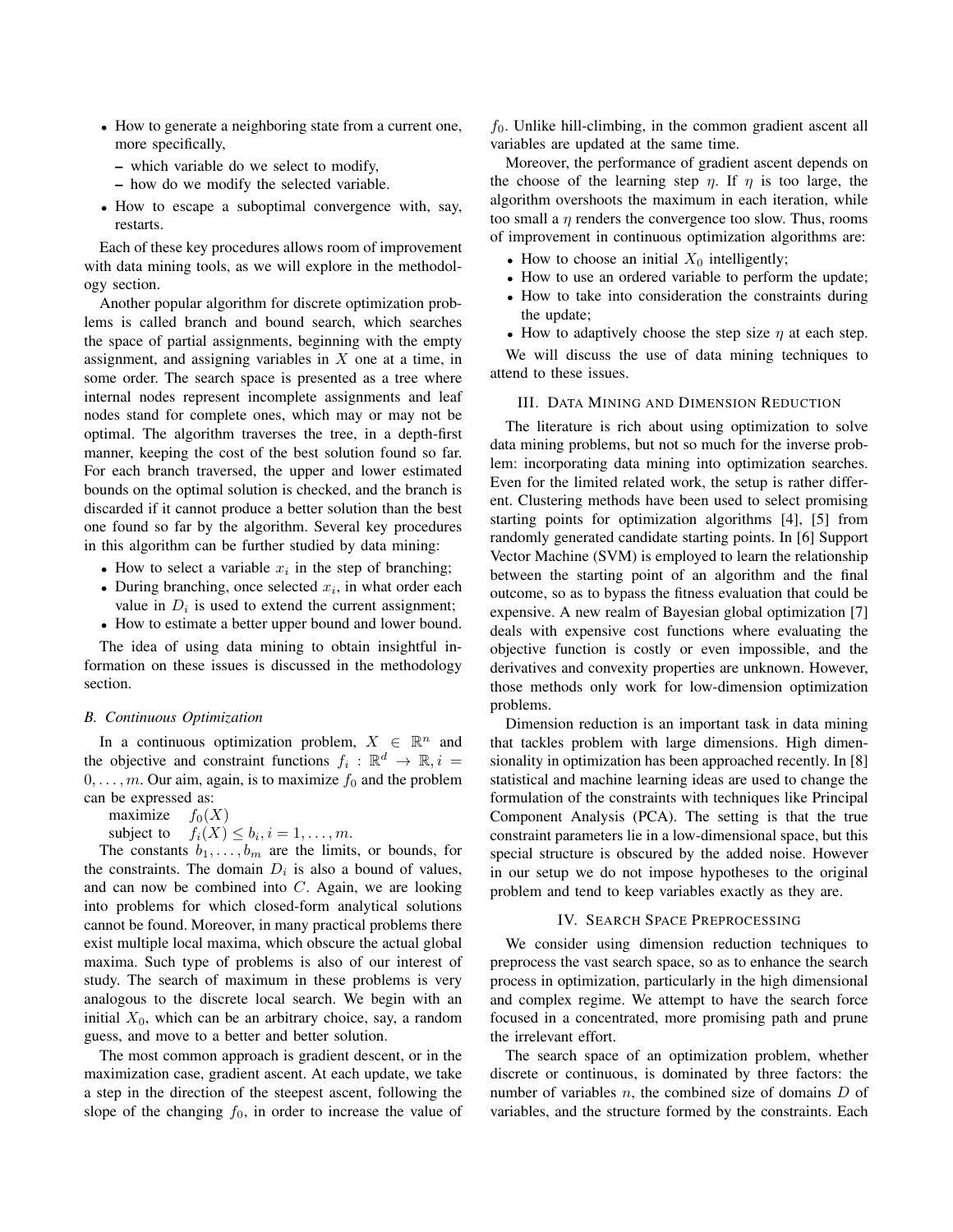- How to generate a neighboring state from a current one, more specifically,
  - which variable do we select to modify,
  - how do we modify the selected variable.
- How to escape a suboptimal convergence with, say, restarts.

Each of these key procedures allows room of improvement with data mining tools, as we will explore in the methodology section.

Another popular algorithm for discrete optimization problems is called branch and bound search, which searches the space of partial assignments, beginning with the empty assignment, and assigning variables in $X$ one at a time, in some order. The search space is presented as a tree where internal nodes represent incomplete assignments and leaf nodes stand for complete ones, which may or may not be optimal. The algorithm traverses the tree, in a depth-first manner, keeping the cost of the best solution found so far. For each branch traversed, the upper and lower estimated bounds on the optimal solution is checked, and the branch is discarded if it cannot produce a better solution than the best one found so far by the algorithm. Several key procedures in this algorithm can be further studied by data mining:

- How to select a variable $x_i$ in the step of branching;
- During branching, once selected $x_i$, in what order each value in $D_i$ is used to extend the current assignment;
- How to estimate a better upper bound and lower bound.

The idea of using data mining to obtain insightful information on these issues is discussed in the methodology section.

### *B. Continuous Optimization*

In a continuous optimization problem, $X \in \mathbb{R}^n$ and the objective and constraint functions $f_i : \mathbb{R}^d \to \mathbb{R}, i = 0, \ldots, m$. Our aim, again, is to maximize $f_0$ and the problem can be expressed as:

$$\begin{array}{ll} \text{maximize} & f_0(X) \\ \text{subject to} & f_i(X) \leq b_i, i = 1, \ldots, m. \end{array}$$

The constants $b_1, \ldots, b_m$ are the limits, or bounds, for the constraints. The domain $D_i$ is also a bound of values, and can now be combined into $C$. Again, we are looking into problems for which closed-form analytical solutions cannot be found. Moreover, in many practical problems there exist multiple local maxima, which obscure the actual global maxima. Such type of problems is also of our interest of study. The search of maximum in these problems is very analogous to the discrete local search. We begin with an initial $X_0$, which can be an arbitrary choice, say, a random guess, and move to a better and better solution.

The most common approach is gradient descent, or in the maximization case, gradient ascent. At each update, we take a step in the direction of the steepest ascent, following the slope of the changing $f_0$, in order to increase the value of $f_0$. Unlike hill-climbing, in the common gradient ascent all variables are updated at the same time.

Moreover, the performance of gradient ascent depends on the choose of the learning step $\eta$. If $\eta$ is too large, the algorithm overshoots the maximum in each iteration, while too small a $\eta$ renders the convergence too slow. Thus, rooms of improvement in continuous optimization algorithms are:

- How to choose an initial $X_0$ intelligently;
- How to use an ordered variable to perform the update;
- How to take into consideration the constraints during the update;
- How to adaptively choose the step size $\eta$ at each step.

We will discuss the use of data mining techniques to attend to these issues.

## III. Data Mining and Dimension Reduction

The literature is rich about using optimization to solve data mining problems, but not so much for the inverse problem: incorporating data mining into optimization searches. Even for the limited related work, the setup is rather different. Clustering methods have been used to select promising starting points for optimization algorithms [4], [5] from randomly generated candidate starting points. In [6] Support Vector Machine (SVM) is employed to learn the relationship between the starting point of an algorithm and the final outcome, so as to bypass the fitness evaluation that could be expensive. A new realm of Bayesian global optimization [7] deals with expensive cost functions where evaluating the objective function is costly or even impossible, and the derivatives and convexity properties are unknown. However, those methods only work for low-dimension optimization problems.

Dimension reduction is an important task in data mining that tackles problem with large dimensions. High dimensionality in optimization has been approached recently. In [8] statistical and machine learning ideas are used to change the formulation of the constraints with techniques like Principal Component Analysis (PCA). The setting is that the true constraint parameters lie in a low-dimensional space, but this special structure is obscured by the added noise. However in our setup we do not impose hypotheses to the original problem and tend to keep variables exactly as they are.

## IV. Search Space Preprocessing

We consider using dimension reduction techniques to preprocess the vast search space, so as to enhance the search process in optimization, particularly in the high dimensional and complex regime. We attempt to have the search force focused in a concentrated, more promising path and prune the irrelevant effort.

The search space of an optimization problem, whether discrete or continuous, is dominated by three factors: the number of variables $n$, the combined size of domains $D$ of variables, and the structure formed by the constraints. Each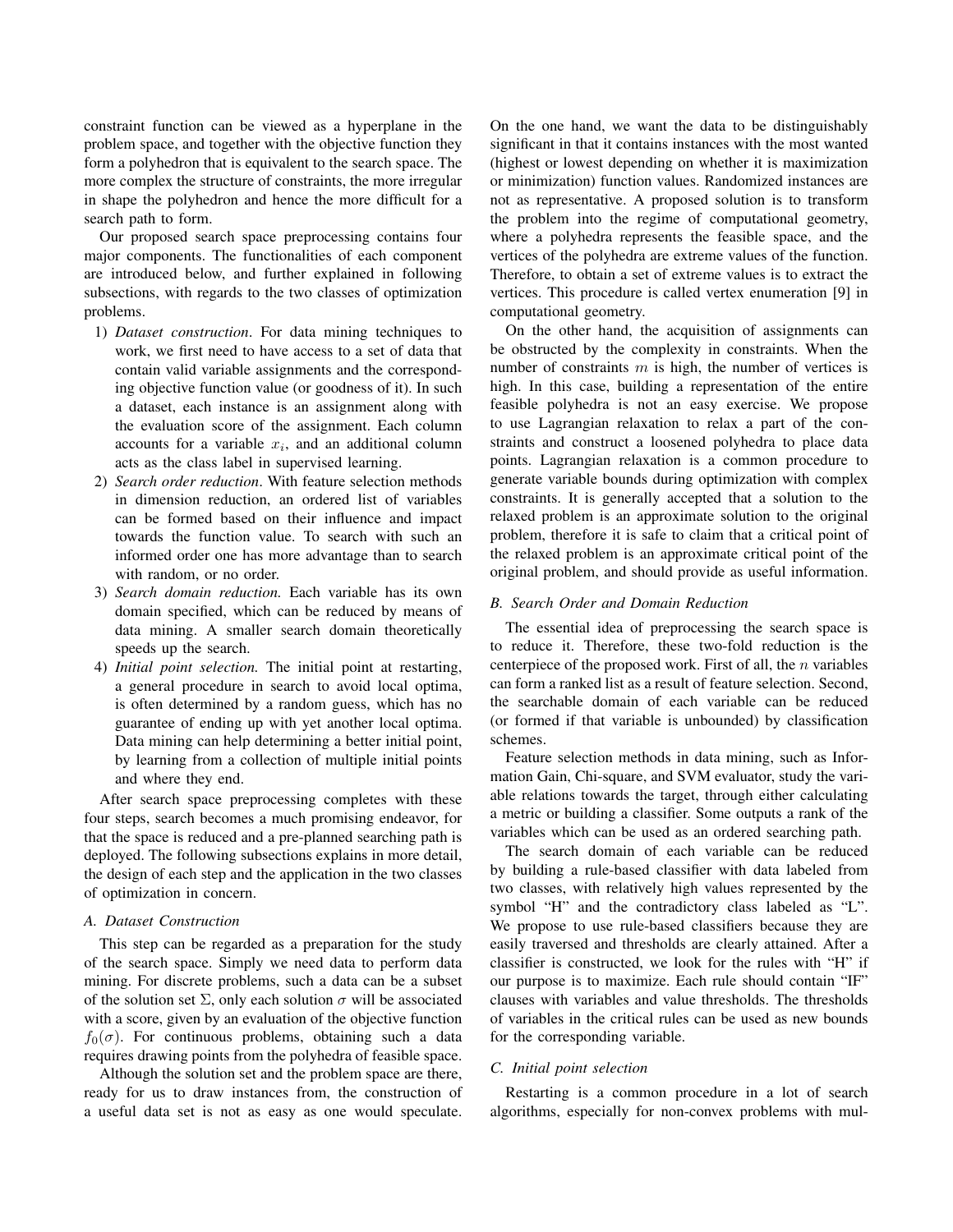constraint function can be viewed as a hyperplane in the problem space, and together with the objective function they form a polyhedron that is equivalent to the search space. The more complex the structure of constraints, the more irregular in shape the polyhedron and hence the more difficult for a search path to form.

Our proposed search space preprocessing contains four major components. The functionalities of each component are introduced below, and further explained in following subsections, with regards to the two classes of optimization problems.

1) *Dataset construction*. For data mining techniques to work, we first need to have access to a set of data that contain valid variable assignments and the corresponding objective function value (or goodness of it). In such a dataset, each instance is an assignment along with the evaluation score of the assignment. Each column accounts for a variable $x_i$, and an additional column acts as the class label in supervised learning.
2) *Search order reduction*. With feature selection methods in dimension reduction, an ordered list of variables can be formed based on their influence and impact towards the function value. To search with such an informed order one has more advantage than to search with random, or no order.
3) *Search domain reduction.* Each variable has its own domain specified, which can be reduced by means of data mining. A smaller search domain theoretically speeds up the search.
4) *Initial point selection.* The initial point at restarting, a general procedure in search to avoid local optima, is often determined by a random guess, which has no guarantee of ending up with yet another local optima. Data mining can help determining a better initial point, by learning from a collection of multiple initial points and where they end.

After search space preprocessing completes with these four steps, search becomes a much promising endeavor, for that the space is reduced and a pre-planned searching path is deployed. The following subsections explains in more detail, the design of each step and the application in the two classes of optimization in concern.

### *A. Dataset Construction*

This step can be regarded as a preparation for the study of the search space. Simply we need data to perform data mining. For discrete problems, such a data can be a subset of the solution set $\Sigma$, only each solution $\sigma$ will be associated with a score, given by an evaluation of the objective function $f_0(\sigma)$. For continuous problems, obtaining such a data requires drawing points from the polyhedra of feasible space.

Although the solution set and the problem space are there, ready for us to draw instances from, the construction of a useful data set is not as easy as one would speculate. On the one hand, we want the data to be distinguishably significant in that it contains instances with the most wanted (highest or lowest depending on whether it is maximization or minimization) function values. Randomized instances are not as representative. A proposed solution is to transform the problem into the regime of computational geometry, where a polyhedra represents the feasible space, and the vertices of the polyhedra are extreme values of the function. Therefore, to obtain a set of extreme values is to extract the vertices. This procedure is called vertex enumeration [9] in computational geometry.

On the other hand, the acquisition of assignments can be obstructed by the complexity in constraints. When the number of constraints $m$ is high, the number of vertices is high. In this case, building a representation of the entire feasible polyhedra is not an easy exercise. We propose to use Lagrangian relaxation to relax a part of the constraints and construct a loosened polyhedra to place data points. Lagrangian relaxation is a common procedure to generate variable bounds during optimization with complex constraints. It is generally accepted that a solution to the relaxed problem is an approximate solution to the original problem, therefore it is safe to claim that a critical point of the relaxed problem is an approximate critical point of the original problem, and should provide as useful information.

### *B. Search Order and Domain Reduction*

The essential idea of preprocessing the search space is to reduce it. Therefore, these two-fold reduction is the centerpiece of the proposed work. First of all, the $n$ variables can form a ranked list as a result of feature selection. Second, the searchable domain of each variable can be reduced (or formed if that variable is unbounded) by classification schemes.

Feature selection methods in data mining, such as Information Gain, Chi-square, and SVM evaluator, study the variable relations towards the target, through either calculating a metric or building a classifier. Some outputs a rank of the variables which can be used as an ordered searching path.

The search domain of each variable can be reduced by building a rule-based classifier with data labeled from two classes, with relatively high values represented by the symbol "H" and the contradictory class labeled as "L". We propose to use rule-based classifiers because they are easily traversed and thresholds are clearly attained. After a classifier is constructed, we look for the rules with "H" if our purpose is to maximize. Each rule should contain "IF" clauses with variables and value thresholds. The thresholds of variables in the critical rules can be used as new bounds for the corresponding variable.

### *C. Initial point selection*

Restarting is a common procedure in a lot of search algorithms, especially for non-convex problems with mul-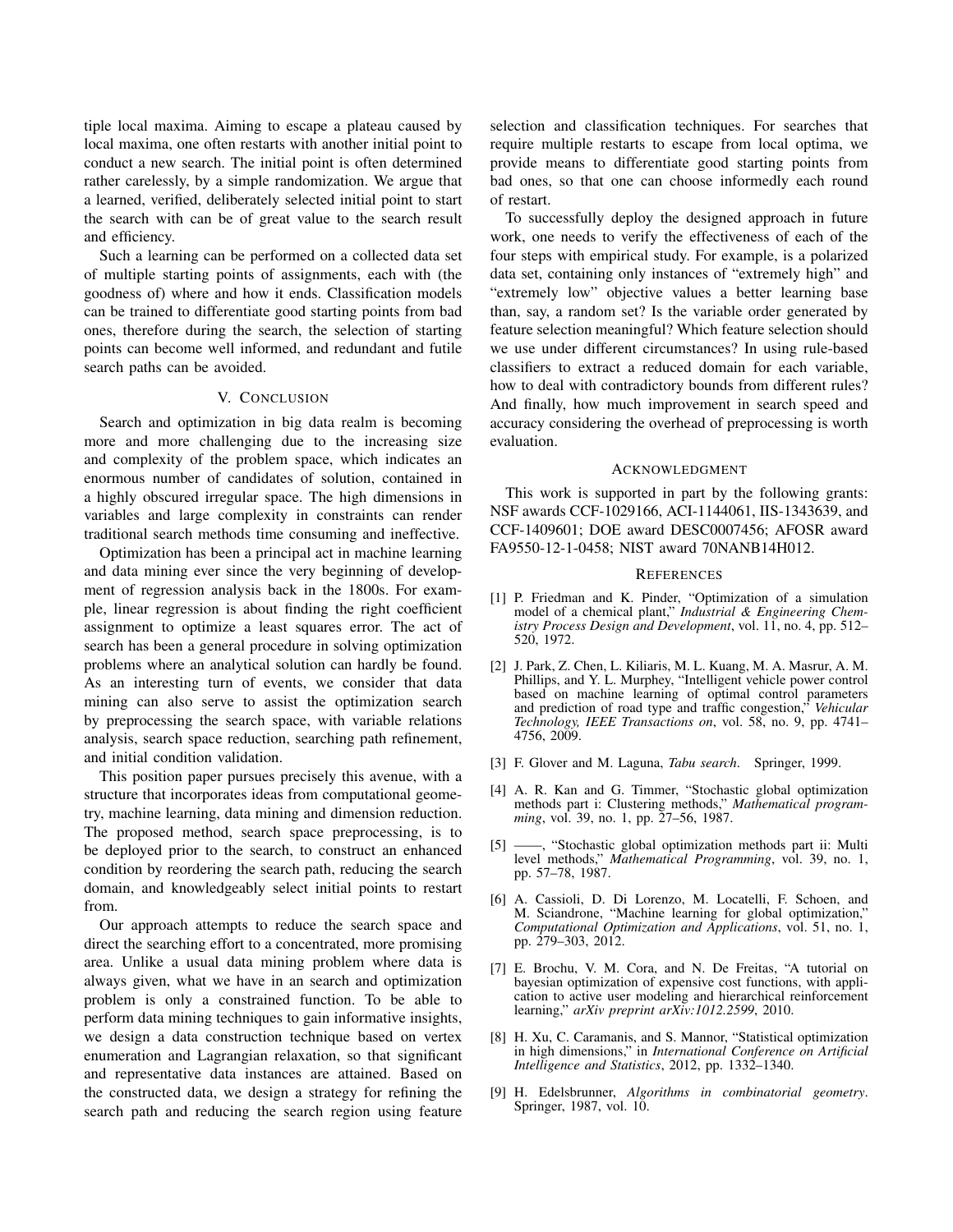tiple local maxima. Aiming to escape a plateau caused by local maxima, one often restarts with another initial point to conduct a new search. The initial point is often determined rather carelessly, by a simple randomization. We argue that a learned, verified, deliberately selected initial point to start the search with can be of great value to the search result and efficiency.

Such a learning can be performed on a collected data set of multiple starting points of assignments, each with (the goodness of) where and how it ends. Classification models can be trained to differentiate good starting points from bad ones, therefore during the search, the selection of starting points can become well informed, and redundant and futile search paths can be avoided.

## V. Conclusion

Search and optimization in big data realm is becoming more and more challenging due to the increasing size and complexity of the problem space, which indicates an enormous number of candidates of solution, contained in a highly obscured irregular space. The high dimensions in variables and large complexity in constraints can render traditional search methods time consuming and ineffective.

Optimization has been a principal act in machine learning and data mining ever since the very beginning of development of regression analysis back in the 1800s. For example, linear regression is about finding the right coefficient assignment to optimize a least squares error. The act of search has been a general procedure in solving optimization problems where an analytical solution can hardly be found. As an interesting turn of events, we consider that data mining can also serve to assist the optimization search by preprocessing the search space, with variable relations analysis, search space reduction, searching path refinement, and initial condition validation.

This position paper pursues precisely this avenue, with a structure that incorporates ideas from computational geometry, machine learning, data mining and dimension reduction. The proposed method, search space preprocessing, is to be deployed prior to the search, to construct an enhanced condition by reordering the search path, reducing the search domain, and knowledgeably select initial points to restart from.

Our approach attempts to reduce the search space and direct the searching effort to a concentrated, more promising area. Unlike a usual data mining problem where data is always given, what we have in an search and optimization problem is only a constrained function. To be able to perform data mining techniques to gain informative insights, we design a data construction technique based on vertex enumeration and Lagrangian relaxation, so that significant and representative data instances are attained. Based on the constructed data, we design a strategy for refining the search path and reducing the search region using feature selection and classification techniques. For searches that require multiple restarts to escape from local optima, we provide means to differentiate good starting points from bad ones, so that one can choose informedly each round of restart.

To successfully deploy the designed approach in future work, one needs to verify the effectiveness of each of the four steps with empirical study. For example, is a polarized data set, containing only instances of "extremely high" and "extremely low" objective values a better learning base than, say, a random set? Is the variable order generated by feature selection meaningful? Which feature selection should we use under different circumstances? In using rule-based classifiers to extract a reduced domain for each variable, how to deal with contradictory bounds from different rules? And finally, how much improvement in search speed and accuracy considering the overhead of preprocessing is worth evaluation.

## Acknowledgment

This work is supported in part by the following grants: NSF awards CCF-1029166, ACI-1144061, IIS-1343639, and CCF-1409601; DOE award DESC0007456; AFOSR award FA9550-12-1-0458; NIST award 70NANB14H012.

## References

[1] P. Friedman and K. Pinder, "Optimization of a simulation model of a chemical plant," *Industrial & Engineering Chemistry Process Design and Development*, vol. 11, no. 4, pp. 512–520, 1972.

[2] J. Park, Z. Chen, L. Kiliaris, M. L. Kuang, M. A. Masrur, A. M. Phillips, and Y. L. Murphey, "Intelligent vehicle power control based on machine learning of optimal control parameters and prediction of road type and traffic congestion," *Vehicular Technology, IEEE Transactions on*, vol. 58, no. 9, pp. 4741–4756, 2009.

[3] F. Glover and M. Laguna, *Tabu search*. Springer, 1999.

[4] A. R. Kan and G. Timmer, "Stochastic global optimization methods part i: Clustering methods," *Mathematical programming*, vol. 39, no. 1, pp. 27–56, 1987.

[5] ——, "Stochastic global optimization methods part ii: Multi level methods," *Mathematical Programming*, vol. 39, no. 1, pp. 57–78, 1987.

[6] A. Cassioli, D. Di Lorenzo, M. Locatelli, F. Schoen, and M. Sciandrone, "Machine learning for global optimization," *Computational Optimization and Applications*, vol. 51, no. 1, pp. 279–303, 2012.

[7] E. Brochu, V. M. Cora, and N. De Freitas, "A tutorial on bayesian optimization of expensive cost functions, with application to active user modeling and hierarchical reinforcement learning," *arXiv preprint arXiv:1012.2599*, 2010.

[8] H. Xu, C. Caramanis, and S. Mannor, "Statistical optimization in high dimensions," in *International Conference on Artificial Intelligence and Statistics*, 2012, pp. 1332–1340.

[9] H. Edelsbrunner, *Algorithms in combinatorial geometry*. Springer, 1987, vol. 10.